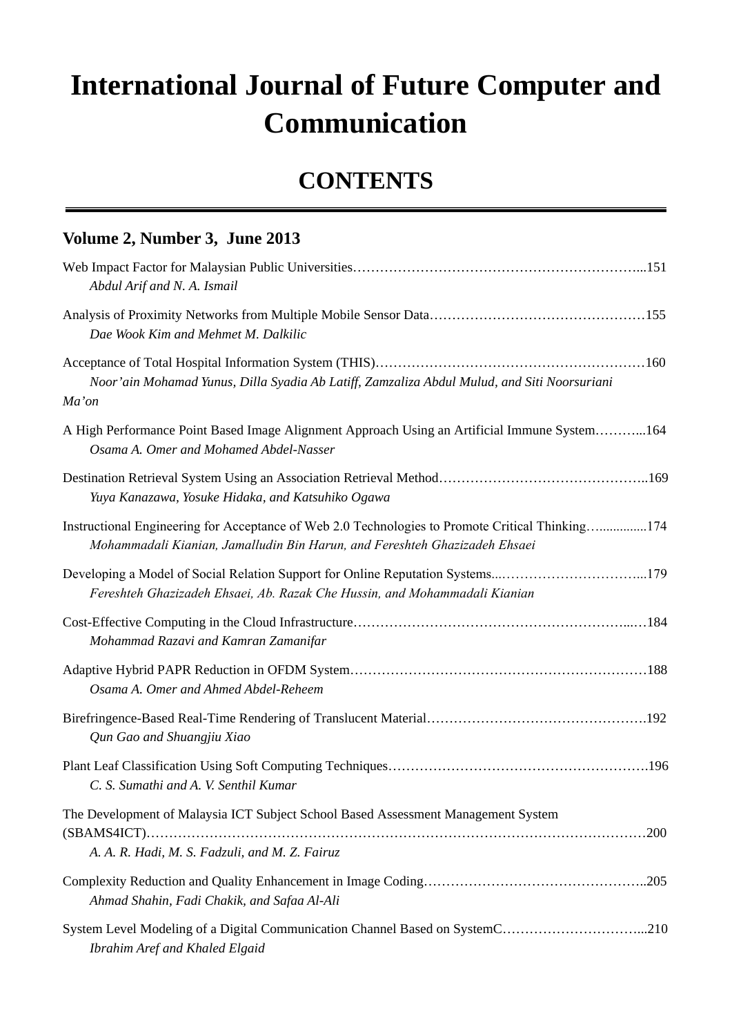# International Journal of Future Computer and Communication

## CONTENTS

### Volume 2, Number 3, June 2013

Web Impact Factor for Malaysian Public Universities……………………………………………………………...151
*Abdul Arif and N. A. Ismail*

Analysis of Proximity Networks from Multiple Mobile Sensor Data…………………………………………155
*Dae Wook Kim and Mehmet M. Dalkilic*

Acceptance of Total Hospital Information System (THIS)……………………………………………………160
*Noor'ain Mohamad Yunus, Dilla Syadia Ab Latiff, Zamzaliza Abdul Mulud, and Siti Noorsuriani Ma'on*

A High Performance Point Based Image Alignment Approach Using an Artificial Immune System………...164
*Osama A. Omer and Mohamed Abdel-Nasser*

Destination Retrieval System Using an Association Retrieval Method………………………………………..169
*Yuya Kanazawa, Yosuke Hidaka, and Katsuhiko Ogawa*

Instructional Engineering for Acceptance of Web 2.0 Technologies to Promote Critical Thinking…..............174
*Mohammadali Kianian, Jamalludin Bin Harun, and Fereshteh Ghazizadeh Ehsaei*

Developing a Model of Social Relation Support for Online Reputation Systems...…………………………...179
*Fereshteh Ghazizadeh Ehsaei, Ab. Razak Che Hussin, and Mohammadali Kianian*

Cost-Effective Computing in the Cloud Infrastructure……………………………………………………...…184
*Mohammad Razavi and Kamran Zamanifar*

Adaptive Hybrid PAPR Reduction in OFDM System…………………………………………………………188
*Osama A. Omer and Ahmed Abdel-Reheem*

Birefringence-Based Real-Time Rendering of Translucent Material………………………………………….192
*Qun Gao and Shuangjiu Xiao*

Plant Leaf Classification Using Soft Computing Techniques………………………………………………….196
*C. S. Sumathi and A. V. Senthil Kumar*

The Development of Malaysia ICT Subject School Based Assessment Management System (SBAMS4ICT)………………………………………………………………………………………………200
*A. A. R. Hadi, M. S. Fadzuli, and M. Z. Fairuz*

Complexity Reduction and Quality Enhancement in Image Coding…………………………………………..205
*Ahmad Shahin, Fadi Chakik, and Safaa Al-Ali*

System Level Modeling of a Digital Communication Channel Based on SystemC…………………………...210
*Ibrahim Aref and Khaled Elgaid*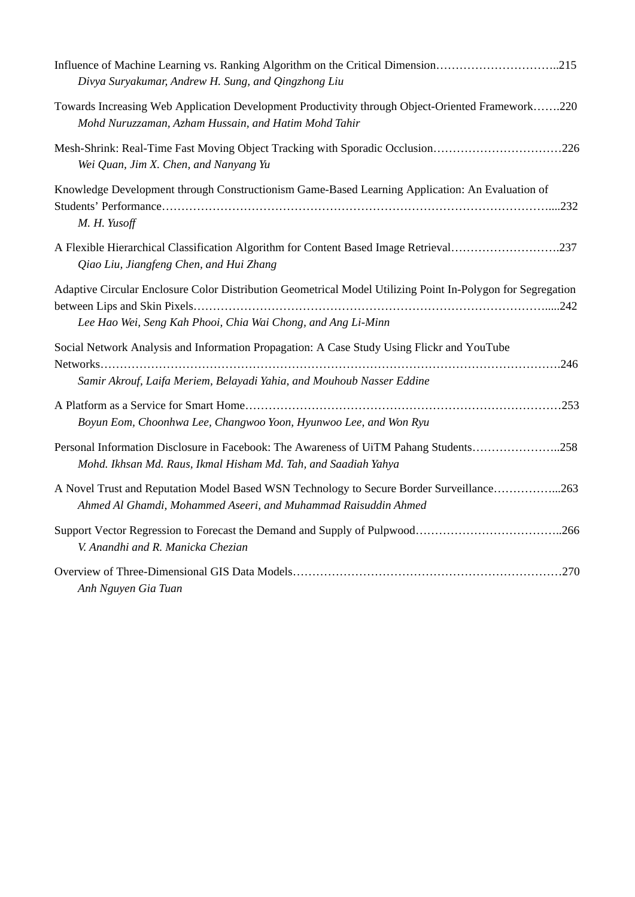Influence of Machine Learning vs. Ranking Algorithm on the Critical Dimension…………………………..215
*Divya Suryakumar, Andrew H. Sung, and Qingzhong Liu*

Towards Increasing Web Application Development Productivity through Object-Oriented Framework…….220
*Mohd Nuruzzaman, Azham Hussain, and Hatim Mohd Tahir*

Mesh-Shrink: Real-Time Fast Moving Object Tracking with Sporadic Occlusion……………………………226
*Wei Quan, Jim X. Chen, and Nanyang Yu*

Knowledge Development through Constructionism Game-Based Learning Application: An Evaluation of Students' Performance…………………………………………………………………………………....232
*M. H. Yusoff*

A Flexible Hierarchical Classification Algorithm for Content Based Image Retrieval……………………….237
*Qiao Liu, Jiangfeng Chen, and Hui Zhang*

Adaptive Circular Enclosure Color Distribution Geometrical Model Utilizing Point In-Polygon for Segregation between Lips and Skin Pixels……………………………………………………………………….....242
*Lee Hao Wei, Seng Kah Phooi, Chia Wai Chong, and Ang Li-Minn*

Social Network Analysis and Information Propagation: A Case Study Using Flickr and YouTube Networks………………………………………………………………………………………………….246
*Samir Akrouf, Laifa Meriem, Belayadi Yahia, and Mouhoub Nasser Eddine*

A Platform as a Service for Smart Home…………………………………………………………………253
*Boyun Eom, Choonhwa Lee, Changwoo Yoon, Hyunwoo Lee, and Won Ryu*

Personal Information Disclosure in Facebook: The Awareness of UiTM Pahang Students…………………..258
*Mohd. Ikhsan Md. Raus, Ikmal Hisham Md. Tah, and Saadiah Yahya*

A Novel Trust and Reputation Model Based WSN Technology to Secure Border Surveillance……………...263
*Ahmed Al Ghamdi, Mohammed Aseeri, and Muhammad Raisuddin Ahmed*

Support Vector Regression to Forecast the Demand and Supply of Pulpwood………………………………..266
*V. Anandhi and R. Manicka Chezian*

Overview of Three-Dimensional GIS Data Models……………………………………………………………270
*Anh Nguyen Gia Tuan*